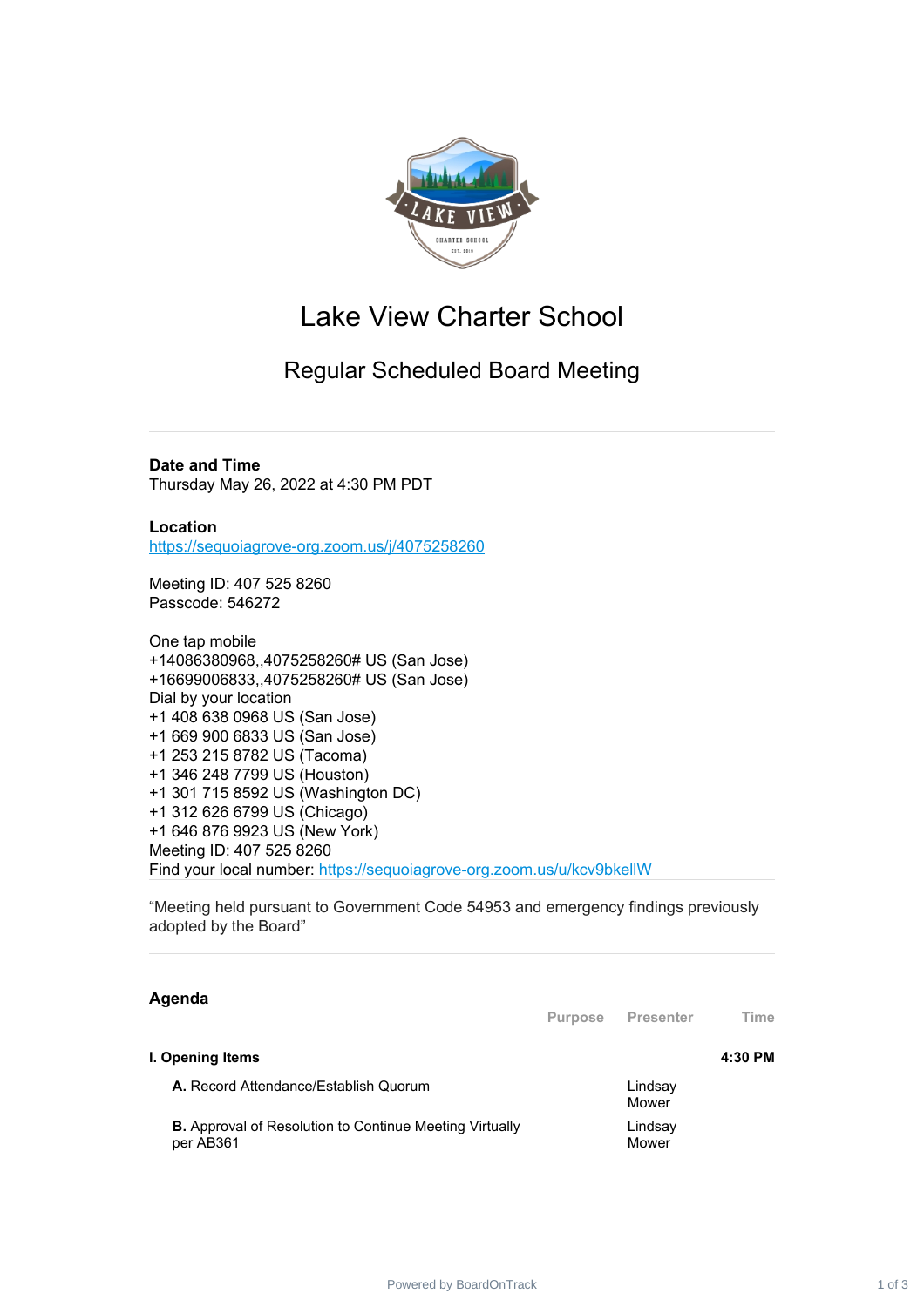# Lake View Charter School

## Regular Scheduled Board Meeting

---

**Date and Time**
Thursday May 26, 2022 at 4:30 PM PDT

**Location**
https://sequoiagrove-org.zoom.us/j/4075258260

Meeting ID: 407 525 8260
Passcode: 546272

One tap mobile
+14086380968,,4075258260# US (San Jose)
+16699006833,,4075258260# US (San Jose)
Dial by your location
+1 408 638 0968 US (San Jose)
+1 669 900 6833 US (San Jose)
+1 253 215 8782 US (Tacoma)
+1 346 248 7799 US (Houston)
+1 301 715 8592 US (Washington DC)
+1 312 626 6799 US (Chicago)
+1 646 876 9923 US (New York)
Meeting ID: 407 525 8260
Find your local number: https://sequoiagrove-org.zoom.us/u/kcv9bkellW

---

"Meeting held pursuant to Government Code 54953 and emergency findings previously adopted by the Board"

---

## Agenda

| | Purpose | Presenter | Time |
|---|---|---|---|
| **I. Opening Items** | | | **4:30 PM** |
| **A.** Record Attendance/Establish Quorum | | Lindsay Mower | |
| **B.** Approval of Resolution to Continue Meeting Virtually per AB361 | | Lindsay Mower | |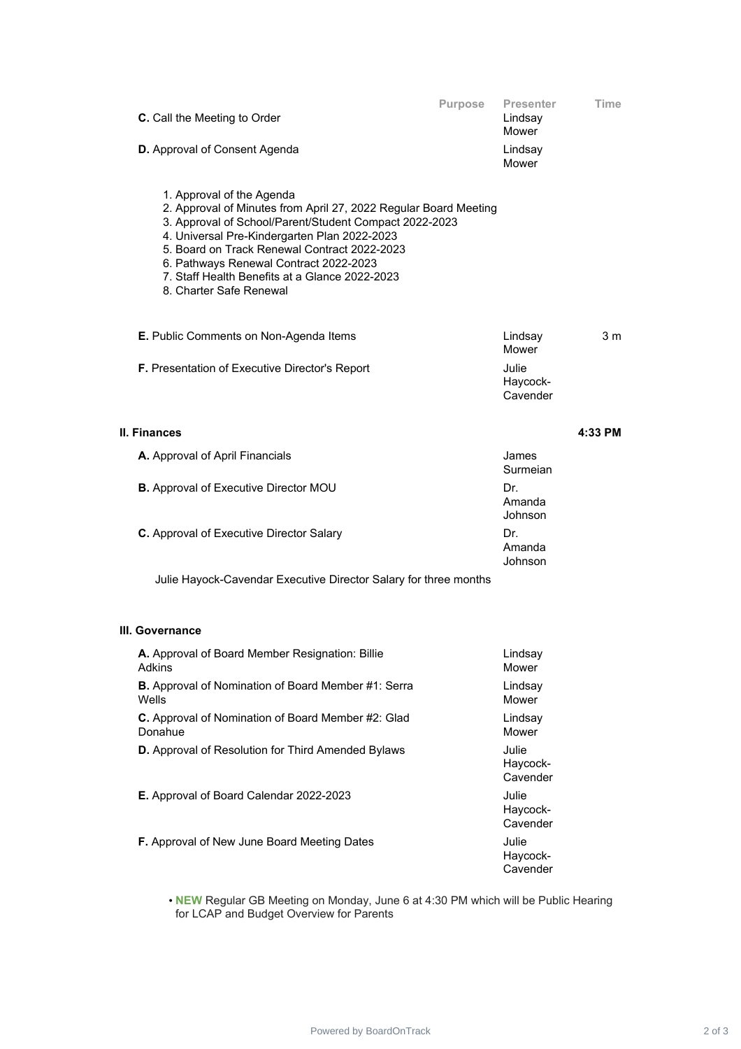| | Purpose | Presenter | Time |
|---|---|---|---|
| **C.** Call the Meeting to Order | | Lindsay Mower | |
| **D.** Approval of Consent Agenda | | Lindsay Mower | |

1. Approval of the Agenda
2. Approval of Minutes from April 27, 2022 Regular Board Meeting
3. Approval of School/Parent/Student Compact 2022-2023
4. Universal Pre-Kindergarten Plan 2022-2023
5. Board on Track Renewal Contract 2022-2023
6. Pathways Renewal Contract 2022-2023
7. Staff Health Benefits at a Glance 2022-2023
8. Charter Safe Renewal

| | Purpose | Presenter | Time |
|---|---|---|---|
| **E.** Public Comments on Non-Agenda Items | | Lindsay Mower | 3 m |
| **F.** Presentation of Executive Director's Report | | Julie Haycock-Cavender | |

## II. Finances — 4:33 PM

| | Purpose | Presenter | Time |
|---|---|---|---|
| **A.** Approval of April Financials | | James Surmeian | |
| **B.** Approval of Executive Director MOU | | Dr. Amanda Johnson | |
| **C.** Approval of Executive Director Salary | | Dr. Amanda Johnson | |

Julie Hayock-Cavendar Executive Director Salary for three months

## III. Governance

| | Purpose | Presenter | Time |
|---|---|---|---|
| **A.** Approval of Board Member Resignation: Billie Adkins | | Lindsay Mower | |
| **B.** Approval of Nomination of Board Member #1: Serra Wells | | Lindsay Mower | |
| **C.** Approval of Nomination of Board Member #2: Glad Donahue | | Lindsay Mower | |
| **D.** Approval of Resolution for Third Amended Bylaws | | Julie Haycock-Cavender | |
| **E.** Approval of Board Calendar 2022-2023 | | Julie Haycock-Cavender | |
| **F.** Approval of New June Board Meeting Dates | | Julie Haycock-Cavender | |

- **NEW** Regular GB Meeting on Monday, June 6 at 4:30 PM which will be Public Hearing for LCAP and Budget Overview for Parents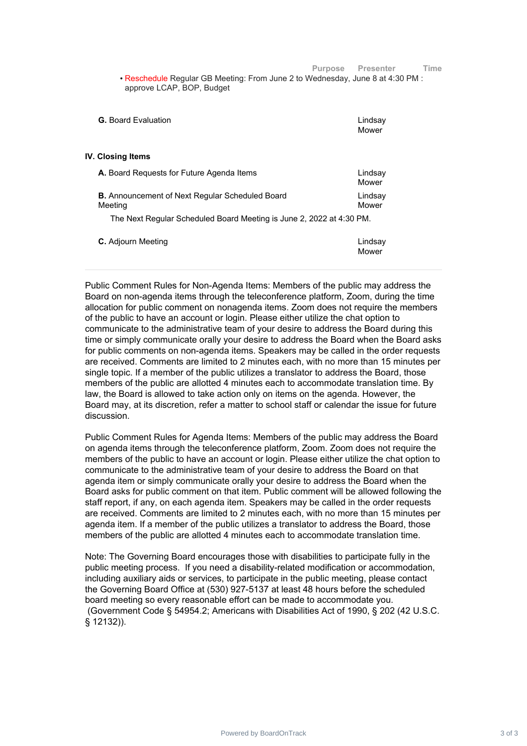| | Purpose | Presenter | Time |
|---|---|---|---|
| • Reschedule Regular GB Meeting: From June 2 to Wednesday, June 8 at 4:30 PM : approve LCAP, BOP, Budget | | | |
| **G.** Board Evaluation | | Lindsay Mower | |

### IV. Closing Items

| | Purpose | Presenter | Time |
|---|---|---|---|
| **A.** Board Requests for Future Agenda Items | | Lindsay Mower | |
| **B.** Announcement of Next Regular Scheduled Board Meeting | | Lindsay Mower | |
| The Next Regular Scheduled Board Meeting is June 2, 2022 at 4:30 PM. | | | |
| **C.** Adjourn Meeting | | Lindsay Mower | |

---

Public Comment Rules for Non-Agenda Items: Members of the public may address the Board on non-agenda items through the teleconference platform, Zoom, during the time allocation for public comment on nonagenda items. Zoom does not require the members of the public to have an account or login. Please either utilize the chat option to communicate to the administrative team of your desire to address the Board during this time or simply communicate orally your desire to address the Board when the Board asks for public comments on non-agenda items. Speakers may be called in the order requests are received. Comments are limited to 2 minutes each, with no more than 15 minutes per single topic. If a member of the public utilizes a translator to address the Board, those members of the public are allotted 4 minutes each to accommodate translation time. By law, the Board is allowed to take action only on items on the agenda. However, the Board may, at its discretion, refer a matter to school staff or calendar the issue for future discussion.

Public Comment Rules for Agenda Items: Members of the public may address the Board on agenda items through the teleconference platform, Zoom. Zoom does not require the members of the public to have an account or login. Please either utilize the chat option to communicate to the administrative team of your desire to address the Board on that agenda item or simply communicate orally your desire to address the Board when the Board asks for public comment on that item. Public comment will be allowed following the staff report, if any, on each agenda item. Speakers may be called in the order requests are received. Comments are limited to 2 minutes each, with no more than 15 minutes per agenda item. If a member of the public utilizes a translator to address the Board, those members of the public are allotted 4 minutes each to accommodate translation time.

Note: The Governing Board encourages those with disabilities to participate fully in the public meeting process. If you need a disability-related modification or accommodation, including auxiliary aids or services, to participate in the public meeting, please contact the Governing Board Office at (530) 927-5137 at least 48 hours before the scheduled board meeting so every reasonable effort can be made to accommodate you. (Government Code § 54954.2; Americans with Disabilities Act of 1990, § 202 (42 U.S.C. § 12132)).